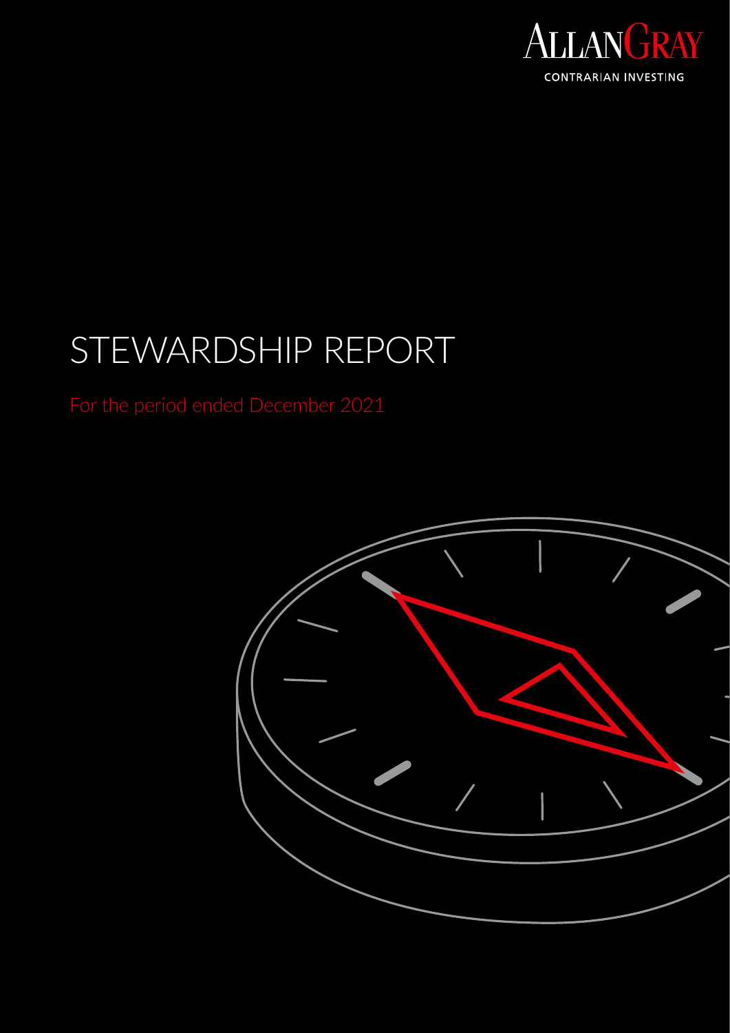ALLANGRAY

CONTRARIAN INVESTING

# STEWARDSHIP REPORT

For the period ended December 2021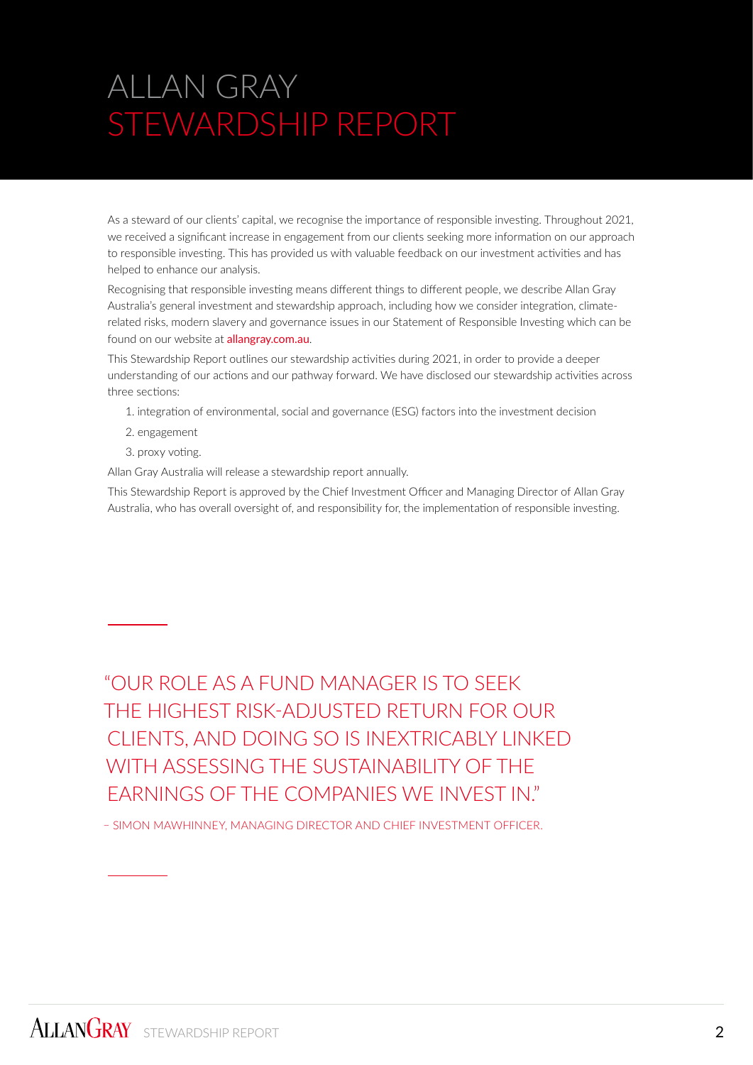# ALLAN GRAY STEWARDSHIP REPORT

As a steward of our clients' capital, we recognise the importance of responsible investing. Throughout 2021, we received a significant increase in engagement from our clients seeking more information on our approach to responsible investing. This has provided us with valuable feedback on our investment activities and has helped to enhance our analysis.

Recognising that responsible investing means different things to different people, we describe Allan Gray Australia's general investment and stewardship approach, including how we consider integration, climate-related risks, modern slavery and governance issues in our Statement of Responsible Investing which can be found on our website at allangray.com.au.

This Stewardship Report outlines our stewardship activities during 2021, in order to provide a deeper understanding of our actions and our pathway forward. We have disclosed our stewardship activities across three sections:

1. integration of environmental, social and governance (ESG) factors into the investment decision
2. engagement
3. proxy voting.

Allan Gray Australia will release a stewardship report annually.

This Stewardship Report is approved by the Chief Investment Officer and Managing Director of Allan Gray Australia, who has overall oversight of, and responsibility for, the implementation of responsible investing.

"OUR ROLE AS A FUND MANAGER IS TO SEEK THE HIGHEST RISK-ADJUSTED RETURN FOR OUR CLIENTS, AND DOING SO IS INEXTRICABLY LINKED WITH ASSESSING THE SUSTAINABILITY OF THE EARNINGS OF THE COMPANIES WE INVEST IN."

– SIMON MAWHINNEY, MANAGING DIRECTOR AND CHIEF INVESTMENT OFFICER.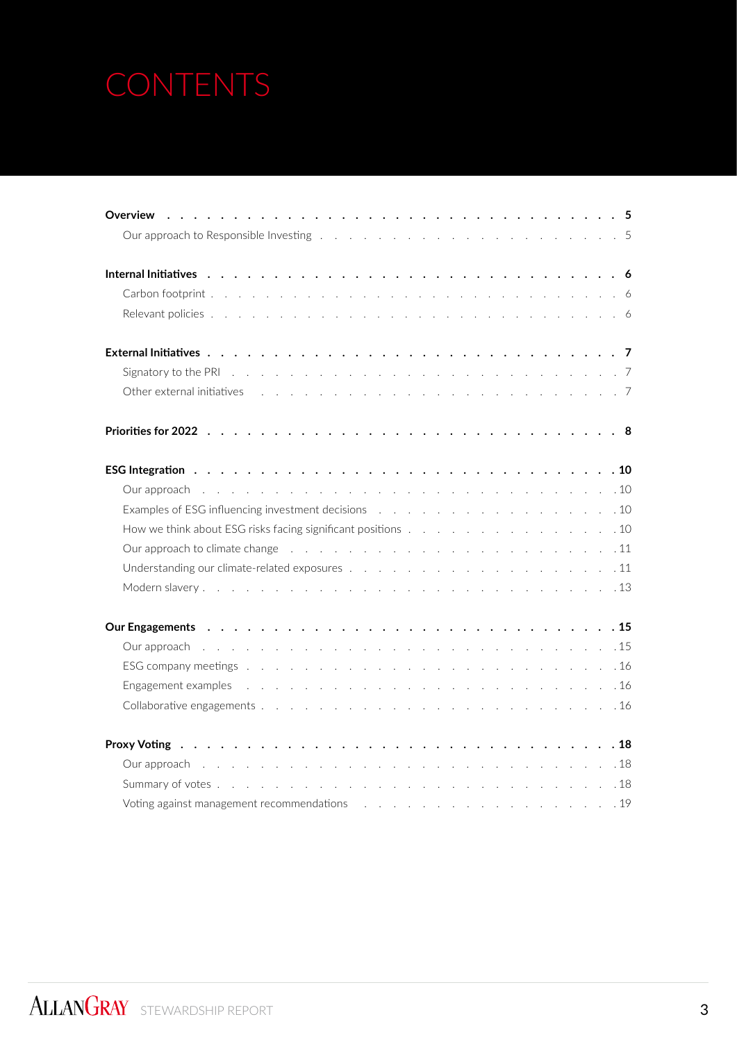# CONTENTS

**Overview** . . . . . . . . . . . . . . . . . . . . . . . . . . . . . . **5**

Our approach to Responsible Investing . . . . . . . . . . . . . . . . . . . 5

**Internal Initiatives** . . . . . . . . . . . . . . . . . . . . . . . . . . **6**

Carbon footprint . . . . . . . . . . . . . . . . . . . . . . . . . . . . 6

Relevant policies . . . . . . . . . . . . . . . . . . . . . . . . . . . . 6

**External Initiatives** . . . . . . . . . . . . . . . . . . . . . . . . . . **7**

Signatory to the PRI . . . . . . . . . . . . . . . . . . . . . . . . . . 7

Other external initiatives . . . . . . . . . . . . . . . . . . . . . . . . 7

**Priorities for 2022** . . . . . . . . . . . . . . . . . . . . . . . . . . **8**

**ESG Integration** . . . . . . . . . . . . . . . . . . . . . . . . . . . **10**

Our approach . . . . . . . . . . . . . . . . . . . . . . . . . . . . . 10

Examples of ESG influencing investment decisions . . . . . . . . . . . . . . 10

How we think about ESG risks facing significant positions . . . . . . . . . . 10

Our approach to climate change . . . . . . . . . . . . . . . . . . . . . 11

Understanding our climate-related exposures . . . . . . . . . . . . . . . . 11

Modern slavery . . . . . . . . . . . . . . . . . . . . . . . . . . . . 13

**Our Engagements** . . . . . . . . . . . . . . . . . . . . . . . . . . **15**

Our approach . . . . . . . . . . . . . . . . . . . . . . . . . . . . . 15

ESG company meetings . . . . . . . . . . . . . . . . . . . . . . . . . 16

Engagement examples . . . . . . . . . . . . . . . . . . . . . . . . . 16

Collaborative engagements . . . . . . . . . . . . . . . . . . . . . . . 16

**Proxy Voting** . . . . . . . . . . . . . . . . . . . . . . . . . . . . **18**

Our approach . . . . . . . . . . . . . . . . . . . . . . . . . . . . . 18

Summary of votes . . . . . . . . . . . . . . . . . . . . . . . . . . . 18

Voting against management recommendations . . . . . . . . . . . . . . . 19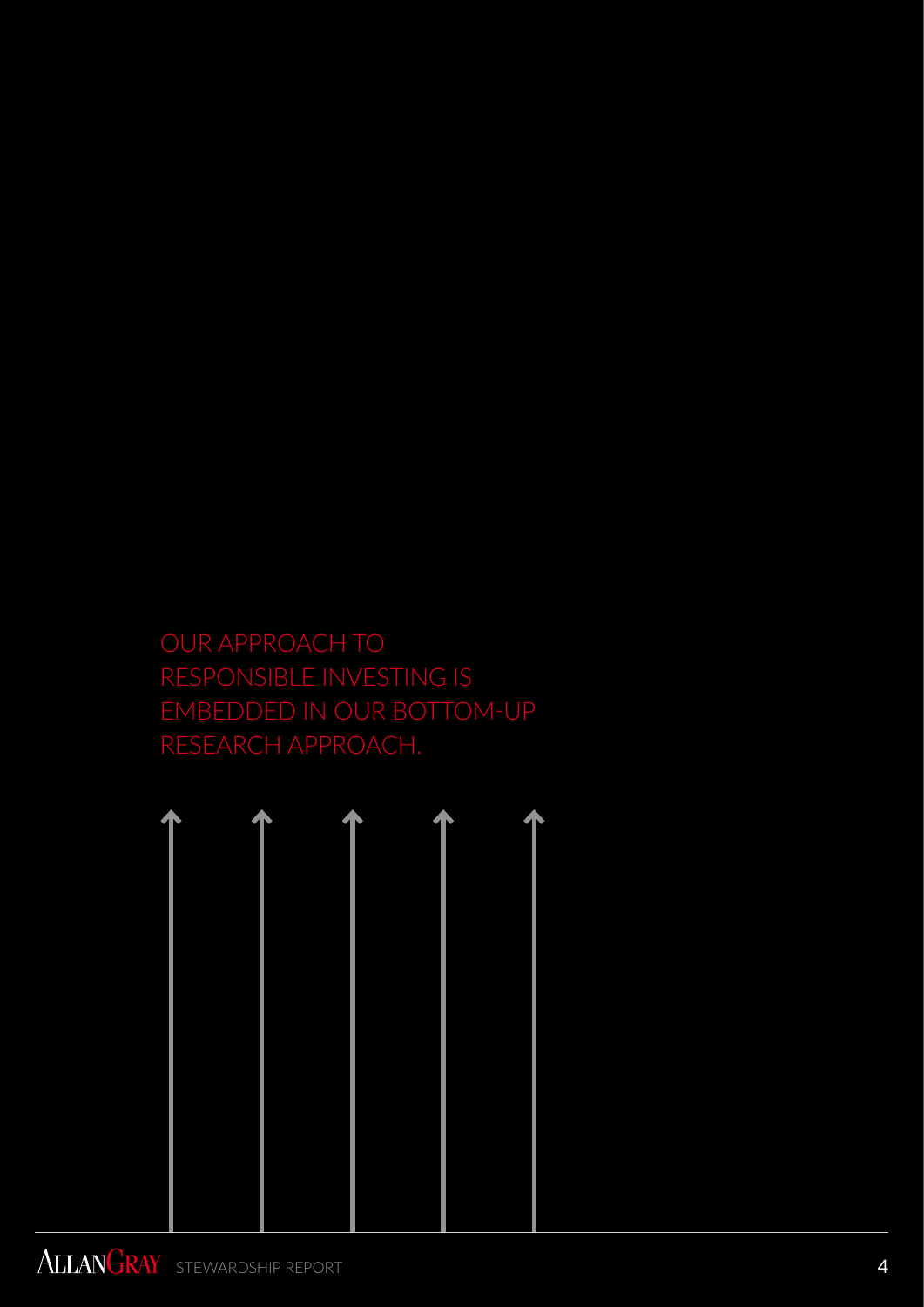OUR APPROACH TO RESPONSIBLE INVESTING IS EMBEDDED IN OUR BOTTOM-UP RESEARCH APPROACH.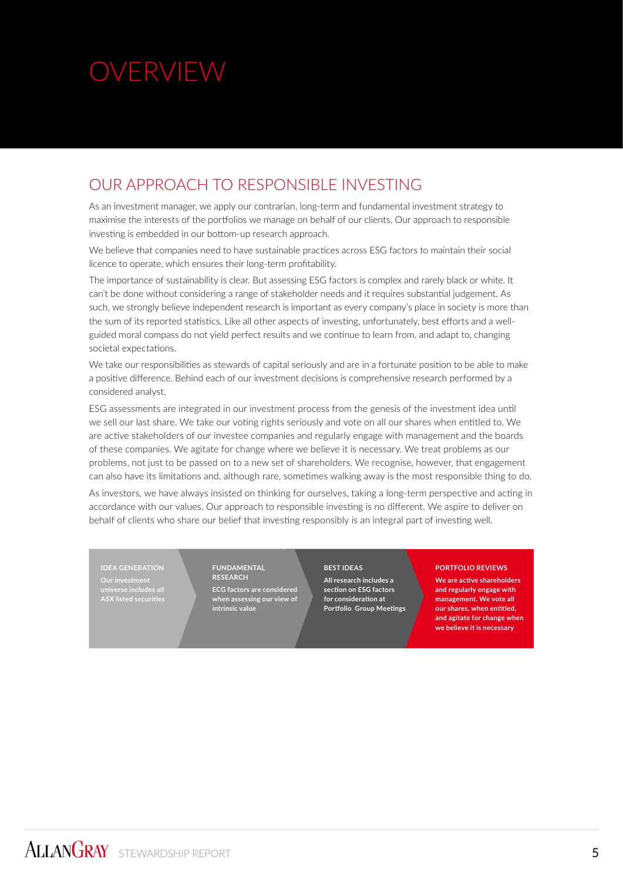# OVERVIEW

## OUR APPROACH TO RESPONSIBLE INVESTING

As an investment manager, we apply our contrarian, long-term and fundamental investment strategy to maximise the interests of the portfolios we manage on behalf of our clients. Our approach to responsible investing is embedded in our bottom-up research approach.

We believe that companies need to have sustainable practices across ESG factors to maintain their social licence to operate, which ensures their long-term profitability.

The importance of sustainability is clear. But assessing ESG factors is complex and rarely black or white. It can't be done without considering a range of stakeholder needs and it requires substantial judgement. As such, we strongly believe independent research is important as every company's place in society is more than the sum of its reported statistics. Like all other aspects of investing, unfortunately, best efforts and a well-guided moral compass do not yield perfect results and we continue to learn from, and adapt to, changing societal expectations.

We take our responsibilities as stewards of capital seriously and are in a fortunate position to be able to make a positive difference. Behind each of our investment decisions is comprehensive research performed by a considered analyst.

ESG assessments are integrated in our investment process from the genesis of the investment idea until we sell our last share. We take our voting rights seriously and vote on all our shares when entitled to. We are active stakeholders of our investee companies and regularly engage with management and the boards of these companies. We agitate for change where we believe it is necessary. We treat problems as our problems, not just to be passed on to a new set of shareholders. We recognise, however, that engagement can also have its limitations and, although rare, sometimes walking away is the most responsible thing to do.

As investors, we have always insisted on thinking for ourselves, taking a long-term perspective and acting in accordance with our values. Our approach to responsible investing is no different. We aspire to deliver on behalf of clients who share our belief that investing responsibly is an integral part of investing well.

**IDEA GENERATION**
Our investment universe includes all ASX listed securities

**FUNDAMENTAL RESEARCH**
ECG factors are considered when assessing our view of intrinsic value

**BEST IDEAS**
All research includes a section on ESG factors for consideration at Portfolio Group Meetings

**PORTFOLIO REVIEWS**
We are active shareholders and regularly engage with management. We vote all our shares, when entitled, and agitate for change when we believe it is necessary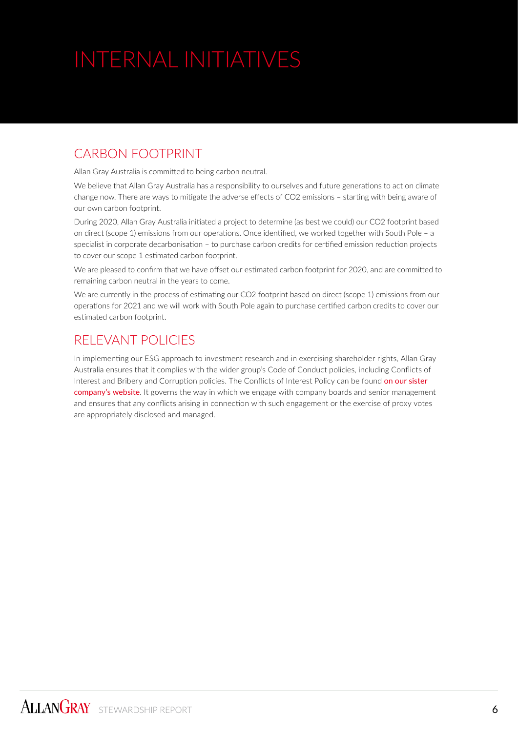# INTERNAL INITIATIVES

## CARBON FOOTPRINT

Allan Gray Australia is committed to being carbon neutral.

We believe that Allan Gray Australia has a responsibility to ourselves and future generations to act on climate change now. There are ways to mitigate the adverse effects of $CO_2$ emissions – starting with being aware of our own carbon footprint.

During 2020, Allan Gray Australia initiated a project to determine (as best we could) our $CO_2$ footprint based on direct (scope 1) emissions from our operations. Once identified, we worked together with South Pole – a specialist in corporate decarbonisation – to purchase carbon credits for certified emission reduction projects to cover our scope 1 estimated carbon footprint.

We are pleased to confirm that we have offset our estimated carbon footprint for 2020, and are committed to remaining carbon neutral in the years to come.

We are currently in the process of estimating our $CO_2$ footprint based on direct (scope 1) emissions from our operations for 2021 and we will work with South Pole again to purchase certified carbon credits to cover our estimated carbon footprint.

## RELEVANT POLICIES

In implementing our ESG approach to investment research and in exercising shareholder rights, Allan Gray Australia ensures that it complies with the wider group's Code of Conduct policies, including Conflicts of Interest and Bribery and Corruption policies. The Conflicts of Interest Policy can be found on our sister company's website. It governs the way in which we engage with company boards and senior management and ensures that any conflicts arising in connection with such engagement or the exercise of proxy votes are appropriately disclosed and managed.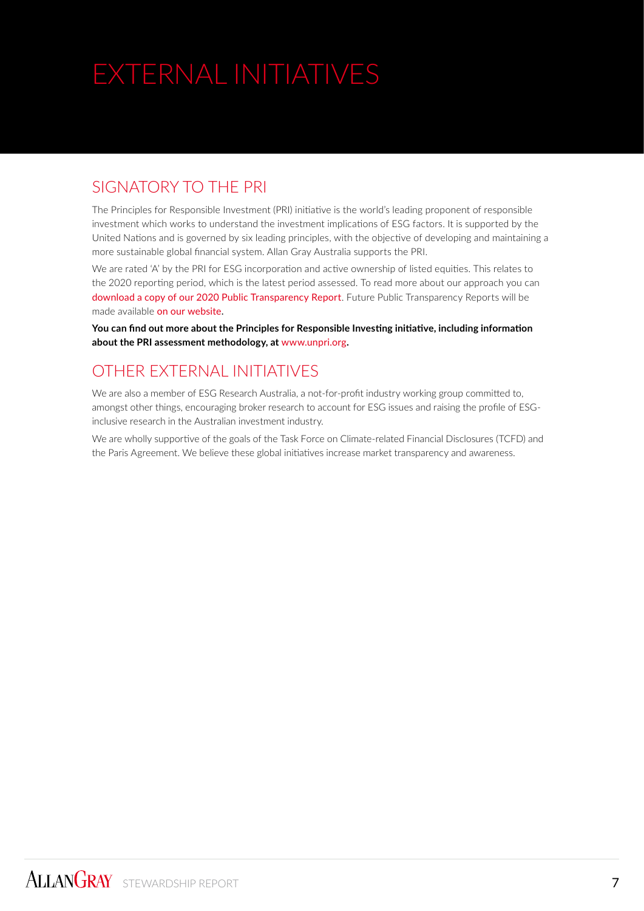# EXTERNAL INITIATIVES

## SIGNATORY TO THE PRI

The Principles for Responsible Investment (PRI) initiative is the world's leading proponent of responsible investment which works to understand the investment implications of ESG factors. It is supported by the United Nations and is governed by six leading principles, with the objective of developing and maintaining a more sustainable global financial system. Allan Gray Australia supports the PRI.

We are rated 'A' by the PRI for ESG incorporation and active ownership of listed equities. This relates to the 2020 reporting period, which is the latest period assessed. To read more about our approach you can download a copy of our 2020 Public Transparency Report. Future Public Transparency Reports will be made available on our website.

**You can find out more about the Principles for Responsible Investing initiative, including information about the PRI assessment methodology, at www.unpri.org.**

## OTHER EXTERNAL INITIATIVES

We are also a member of ESG Research Australia, a not-for-profit industry working group committed to, amongst other things, encouraging broker research to account for ESG issues and raising the profile of ESG-inclusive research in the Australian investment industry.

We are wholly supportive of the goals of the Task Force on Climate-related Financial Disclosures (TCFD) and the Paris Agreement. We believe these global initiatives increase market transparency and awareness.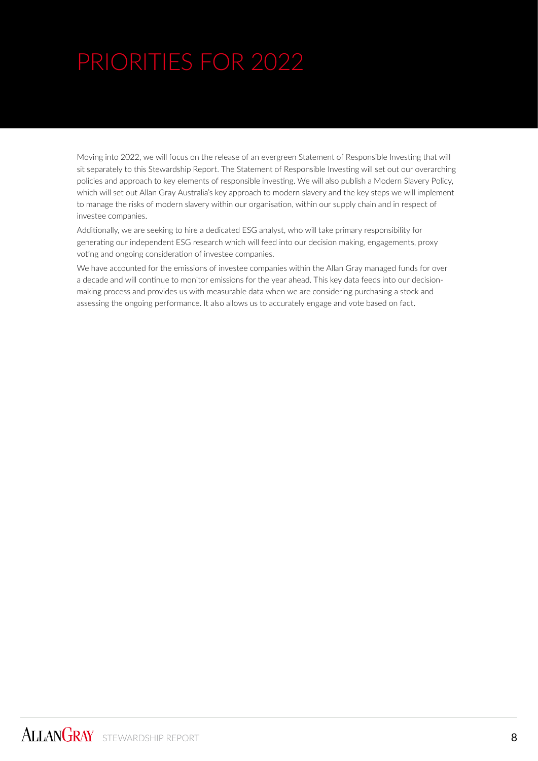# PRIORITIES FOR 2022

Moving into 2022, we will focus on the release of an evergreen Statement of Responsible Investing that will sit separately to this Stewardship Report. The Statement of Responsible Investing will set out our overarching policies and approach to key elements of responsible investing. We will also publish a Modern Slavery Policy, which will set out Allan Gray Australia's key approach to modern slavery and the key steps we will implement to manage the risks of modern slavery within our organisation, within our supply chain and in respect of investee companies.

Additionally, we are seeking to hire a dedicated ESG analyst, who will take primary responsibility for generating our independent ESG research which will feed into our decision making, engagements, proxy voting and ongoing consideration of investee companies.

We have accounted for the emissions of investee companies within the Allan Gray managed funds for over a decade and will continue to monitor emissions for the year ahead. This key data feeds into our decision-making process and provides us with measurable data when we are considering purchasing a stock and assessing the ongoing performance. It also allows us to accurately engage and vote based on fact.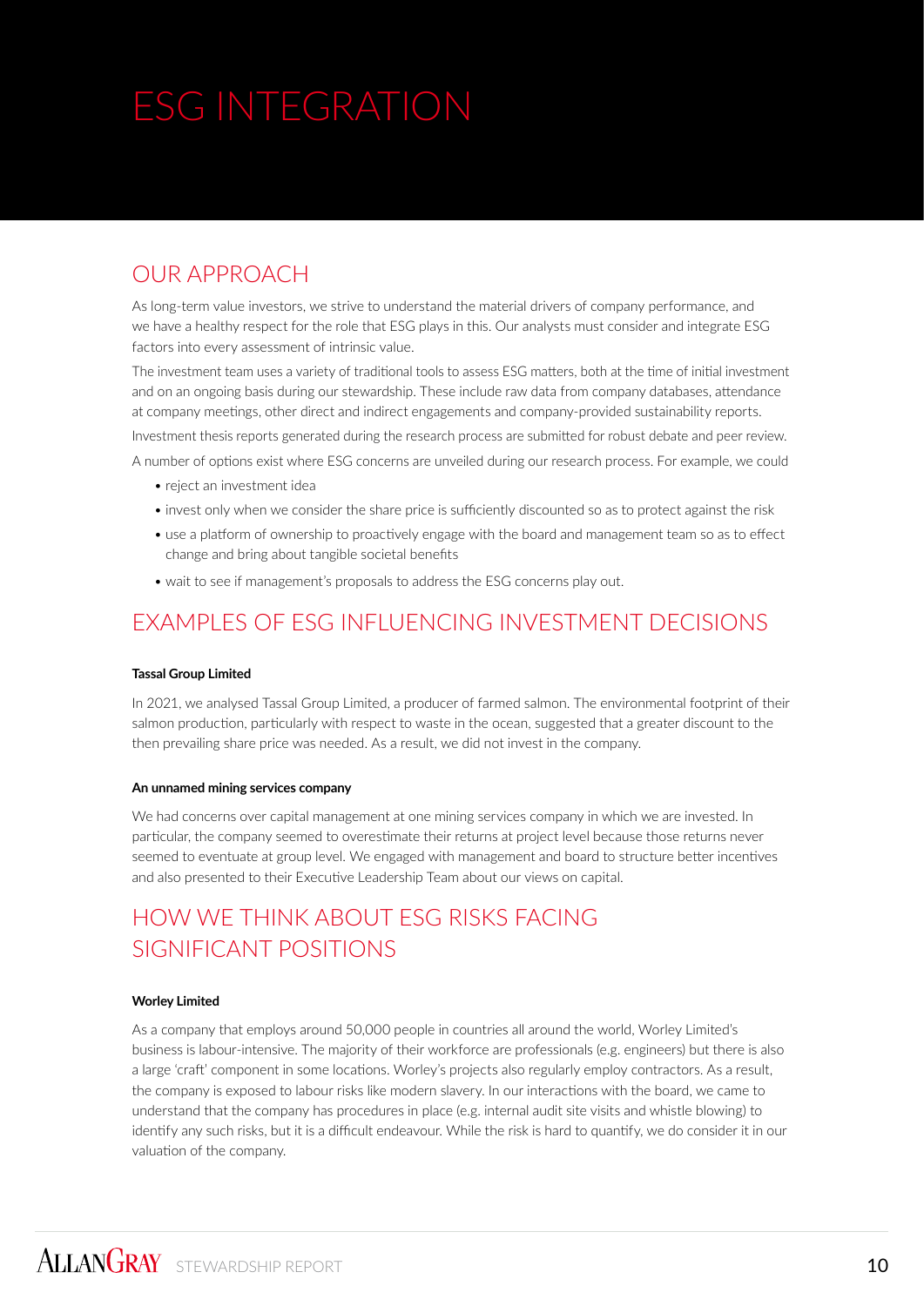# ESG INTEGRATION

## OUR APPROACH

As long-term value investors, we strive to understand the material drivers of company performance, and we have a healthy respect for the role that ESG plays in this. Our analysts must consider and integrate ESG factors into every assessment of intrinsic value.

The investment team uses a variety of traditional tools to assess ESG matters, both at the time of initial investment and on an ongoing basis during our stewardship. These include raw data from company databases, attendance at company meetings, other direct and indirect engagements and company-provided sustainability reports.

Investment thesis reports generated during the research process are submitted for robust debate and peer review.

A number of options exist where ESG concerns are unveiled during our research process. For example, we could

- reject an investment idea
- invest only when we consider the share price is sufficiently discounted so as to protect against the risk
- use a platform of ownership to proactively engage with the board and management team so as to effect change and bring about tangible societal benefits
- wait to see if management's proposals to address the ESG concerns play out.

## EXAMPLES OF ESG INFLUENCING INVESTMENT DECISIONS

**Tassal Group Limited**

In 2021, we analysed Tassal Group Limited, a producer of farmed salmon. The environmental footprint of their salmon production, particularly with respect to waste in the ocean, suggested that a greater discount to the then prevailing share price was needed. As a result, we did not invest in the company.

**An unnamed mining services company**

We had concerns over capital management at one mining services company in which we are invested. In particular, the company seemed to overestimate their returns at project level because those returns never seemed to eventuate at group level. We engaged with management and board to structure better incentives and also presented to their Executive Leadership Team about our views on capital.

## HOW WE THINK ABOUT ESG RISKS FACING SIGNIFICANT POSITIONS

**Worley Limited**

As a company that employs around 50,000 people in countries all around the world, Worley Limited's business is labour-intensive. The majority of their workforce are professionals (e.g. engineers) but there is also a large 'craft' component in some locations. Worley's projects also regularly employ contractors. As a result, the company is exposed to labour risks like modern slavery. In our interactions with the board, we came to understand that the company has procedures in place (e.g. internal audit site visits and whistle blowing) to identify any such risks, but it is a difficult endeavour. While the risk is hard to quantify, we do consider it in our valuation of the company.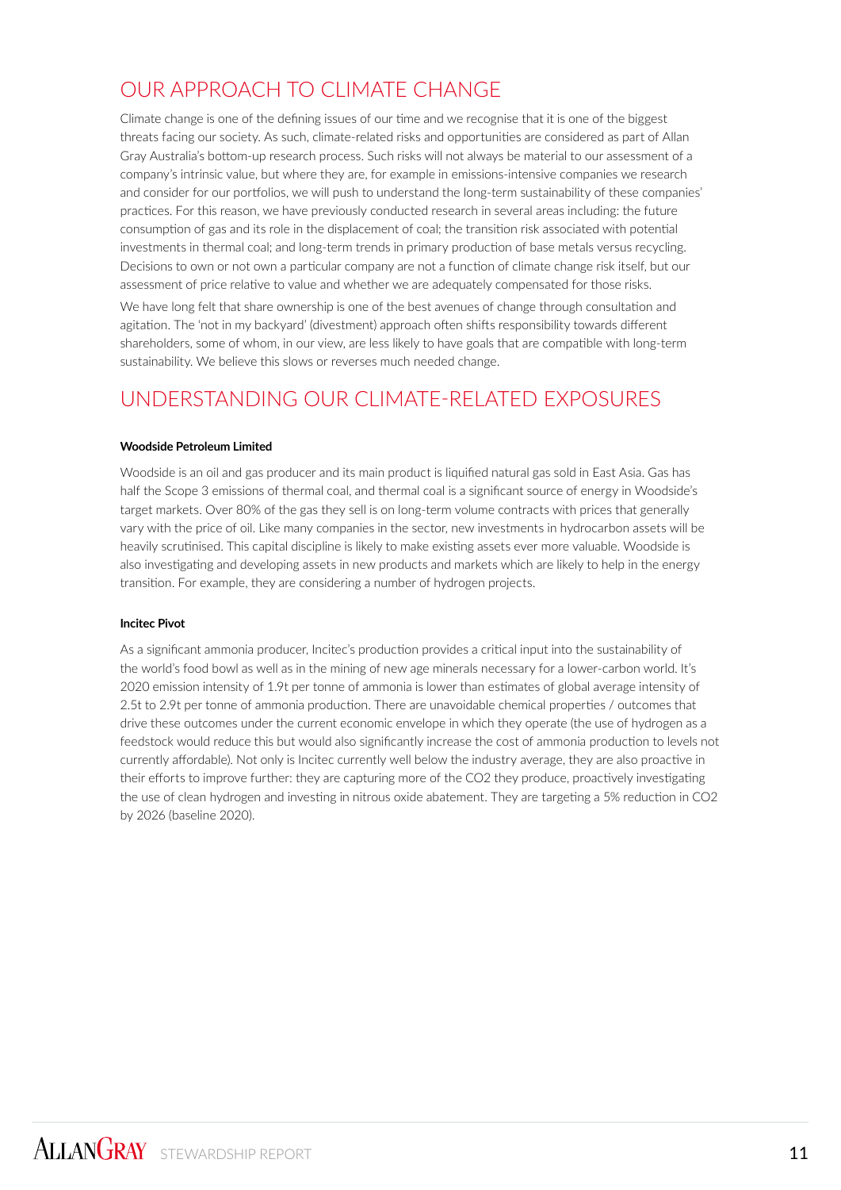## OUR APPROACH TO CLIMATE CHANGE

Climate change is one of the defining issues of our time and we recognise that it is one of the biggest threats facing our society. As such, climate-related risks and opportunities are considered as part of Allan Gray Australia's bottom-up research process. Such risks will not always be material to our assessment of a company's intrinsic value, but where they are, for example in emissions-intensive companies we research and consider for our portfolios, we will push to understand the long-term sustainability of these companies' practices. For this reason, we have previously conducted research in several areas including: the future consumption of gas and its role in the displacement of coal; the transition risk associated with potential investments in thermal coal; and long-term trends in primary production of base metals versus recycling. Decisions to own or not own a particular company are not a function of climate change risk itself, but our assessment of price relative to value and whether we are adequately compensated for those risks.

We have long felt that share ownership is one of the best avenues of change through consultation and agitation. The 'not in my backyard' (divestment) approach often shifts responsibility towards different shareholders, some of whom, in our view, are less likely to have goals that are compatible with long-term sustainability. We believe this slows or reverses much needed change.

## UNDERSTANDING OUR CLIMATE-RELATED EXPOSURES

**Woodside Petroleum Limited**

Woodside is an oil and gas producer and its main product is liquified natural gas sold in East Asia. Gas has half the Scope 3 emissions of thermal coal, and thermal coal is a significant source of energy in Woodside's target markets. Over 80% of the gas they sell is on long-term volume contracts with prices that generally vary with the price of oil. Like many companies in the sector, new investments in hydrocarbon assets will be heavily scrutinised. This capital discipline is likely to make existing assets ever more valuable. Woodside is also investigating and developing assets in new products and markets which are likely to help in the energy transition. For example, they are considering a number of hydrogen projects.

**Incitec Pivot**

As a significant ammonia producer, Incitec's production provides a critical input into the sustainability of the world's food bowl as well as in the mining of new age minerals necessary for a lower-carbon world. It's 2020 emission intensity of 1.9t per tonne of ammonia is lower than estimates of global average intensity of 2.5t to 2.9t per tonne of ammonia production. There are unavoidable chemical properties / outcomes that drive these outcomes under the current economic envelope in which they operate (the use of hydrogen as a feedstock would reduce this but would also significantly increase the cost of ammonia production to levels not currently affordable). Not only is Incitec currently well below the industry average, they are also proactive in their efforts to improve further: they are capturing more of the $CO_2$ they produce, proactively investigating the use of clean hydrogen and investing in nitrous oxide abatement. They are targeting a 5% reduction in $CO_2$ by 2026 (baseline 2020).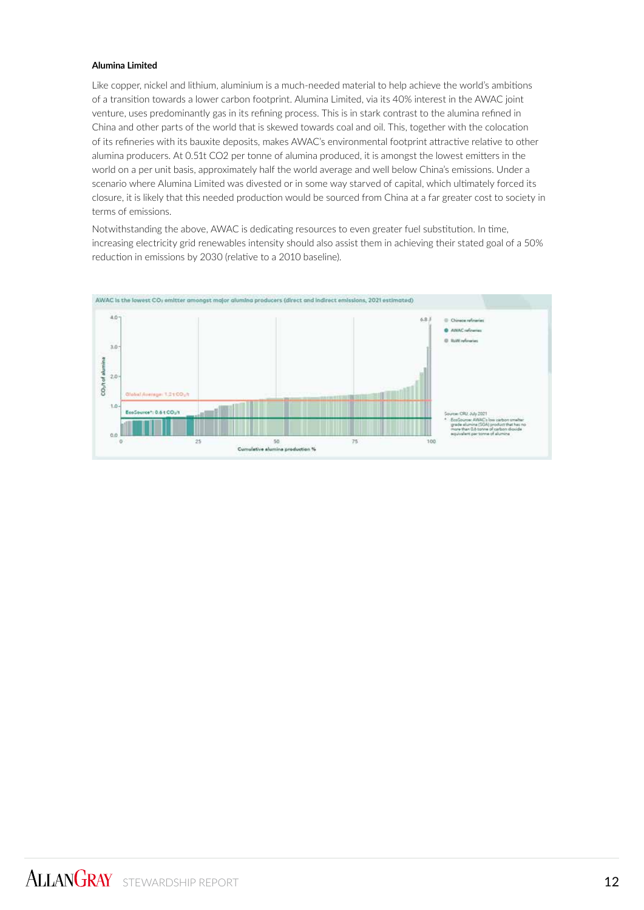**Alumina Limited**

Like copper, nickel and lithium, aluminium is a much-needed material to help achieve the world's ambitions of a transition towards a lower carbon footprint. Alumina Limited, via its 40% interest in the AWAC joint venture, uses predominantly gas in its refining process. This is in stark contrast to the alumina refined in China and other parts of the world that is skewed towards coal and oil. This, together with the colocation of its refineries with its bauxite deposits, makes AWAC's environmental footprint attractive relative to other alumina producers. At 0.51t CO2 per tonne of alumina produced, it is amongst the lowest emitters in the world on a per unit basis, approximately half the world average and well below China's emissions. Under a scenario where Alumina Limited was divested or in some way starved of capital, which ultimately forced its closure, it is likely that this needed production would be sourced from China at a far greater cost to society in terms of emissions.

Notwithstanding the above, AWAC is dedicating resources to even greater fuel substitution. In time, increasing electricity grid renewables intensity should also assist them in achieving their stated goal of a 50% reduction in emissions by 2030 (relative to a 2010 baseline).

AWAC is the lowest $CO_2$ emitter amongst major alumina producers (direct and indirect emissions, 2021 estimated)

Source: CRU, July 2021

* EcoSource: AWAC's low carbon smelter grade alumina (SGA) product that has no more than 0.6 tonne of carbon dioxide equivalent per tonne of alumina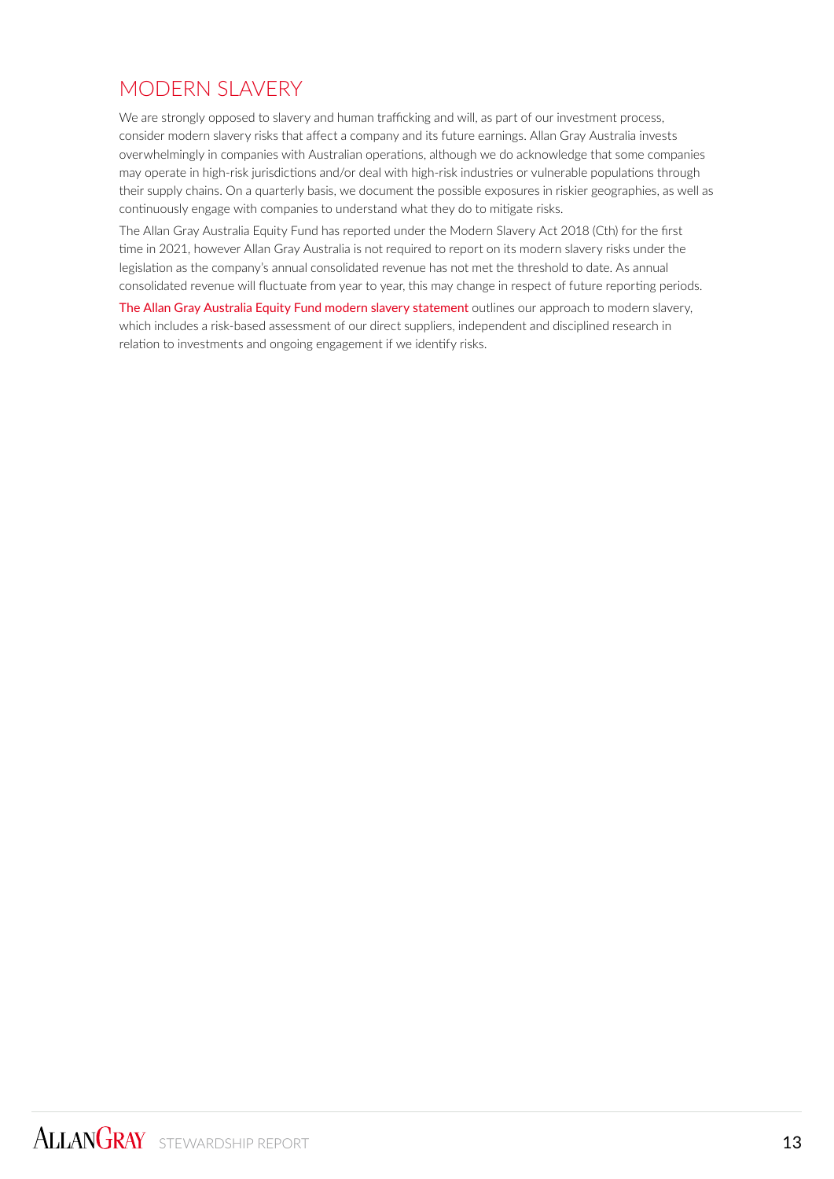## MODERN SLAVERY

We are strongly opposed to slavery and human trafficking and will, as part of our investment process, consider modern slavery risks that affect a company and its future earnings. Allan Gray Australia invests overwhelmingly in companies with Australian operations, although we do acknowledge that some companies may operate in high-risk jurisdictions and/or deal with high-risk industries or vulnerable populations through their supply chains. On a quarterly basis, we document the possible exposures in riskier geographies, as well as continuously engage with companies to understand what they do to mitigate risks.

The Allan Gray Australia Equity Fund has reported under the Modern Slavery Act 2018 (Cth) for the first time in 2021, however Allan Gray Australia is not required to report on its modern slavery risks under the legislation as the company's annual consolidated revenue has not met the threshold to date. As annual consolidated revenue will fluctuate from year to year, this may change in respect of future reporting periods.

The Allan Gray Australia Equity Fund modern slavery statement outlines our approach to modern slavery, which includes a risk-based assessment of our direct suppliers, independent and disciplined research in relation to investments and ongoing engagement if we identify risks.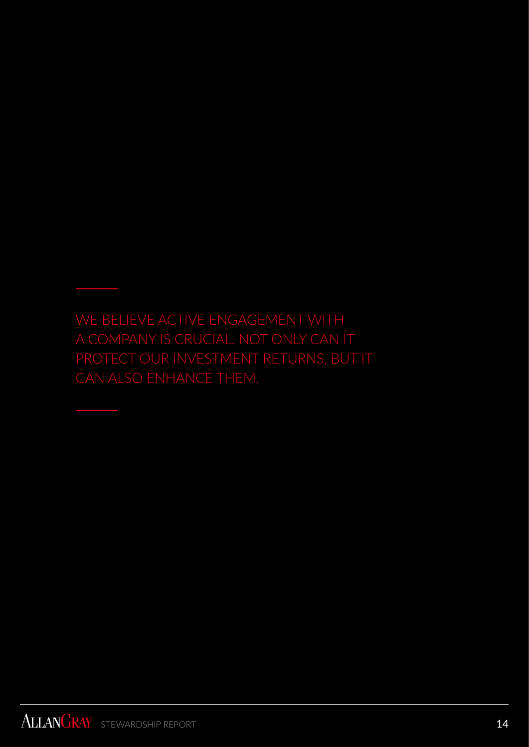WE BELIEVE ACTIVE ENGAGEMENT WITH A COMPANY IS CRUCIAL. NOT ONLY CAN IT PROTECT OUR INVESTMENT RETURNS, BUT IT CAN ALSO ENHANCE THEM.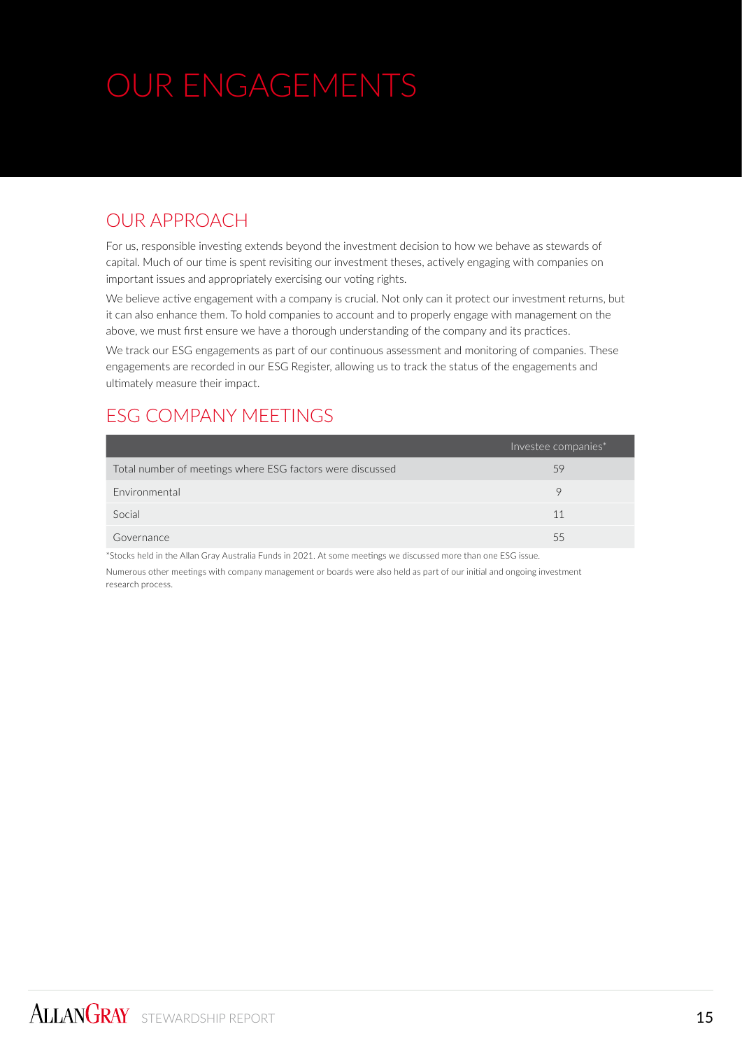# OUR ENGAGEMENTS

## OUR APPROACH

For us, responsible investing extends beyond the investment decision to how we behave as stewards of capital. Much of our time is spent revisiting our investment theses, actively engaging with companies on important issues and appropriately exercising our voting rights.

We believe active engagement with a company is crucial. Not only can it protect our investment returns, but it can also enhance them. To hold companies to account and to properly engage with management on the above, we must first ensure we have a thorough understanding of the company and its practices.

We track our ESG engagements as part of our continuous assessment and monitoring of companies. These engagements are recorded in our ESG Register, allowing us to track the status of the engagements and ultimately measure their impact.

## ESG COMPANY MEETINGS

| | Investee companies* |
|---|---|
| Total number of meetings where ESG factors were discussed | 59 |
| Environmental | 9 |
| Social | 11 |
| Governance | 55 |

*Stocks held in the Allan Gray Australia Funds in 2021. At some meetings we discussed more than one ESG issue.

Numerous other meetings with company management or boards were also held as part of our initial and ongoing investment research process.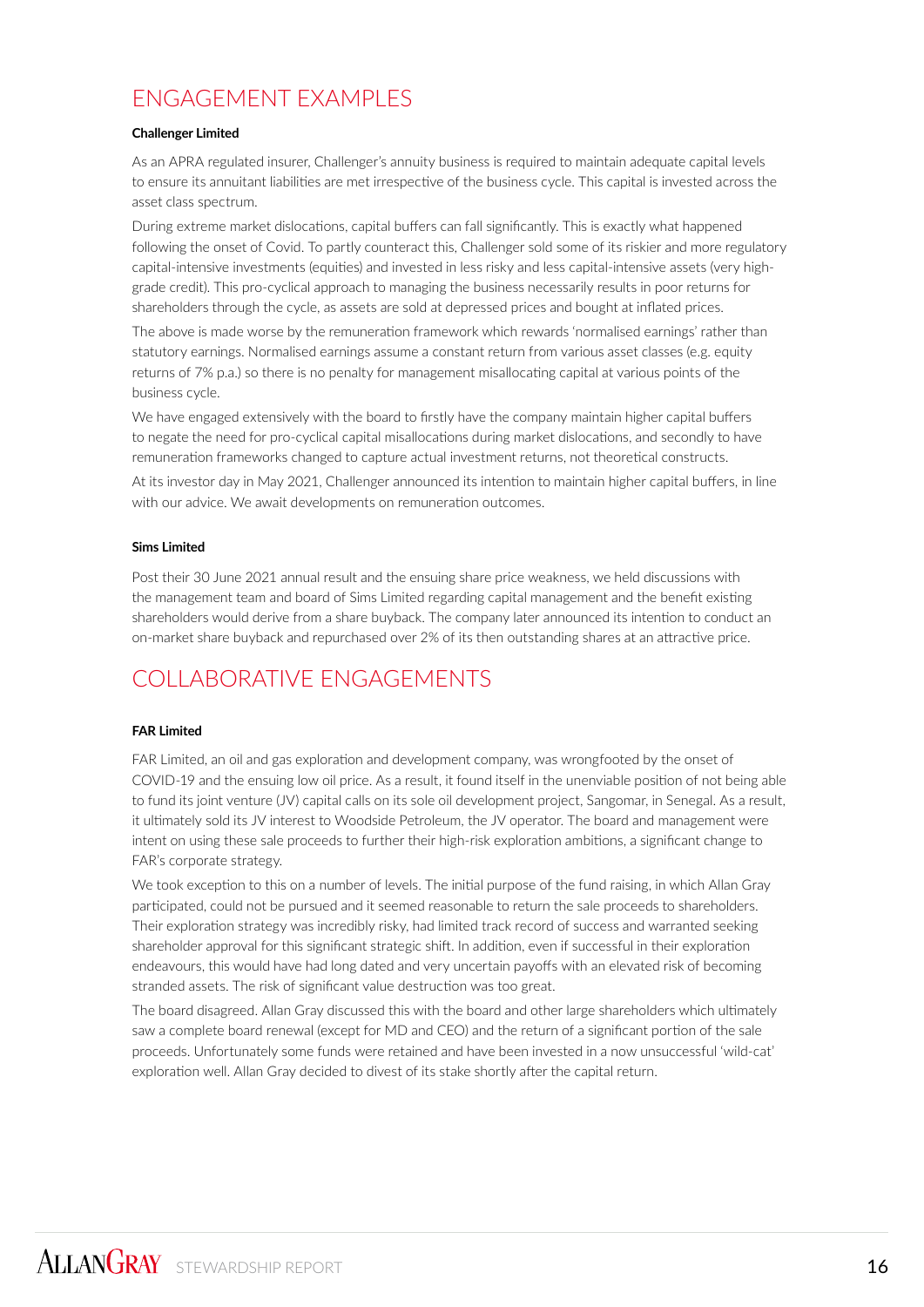## ENGAGEMENT EXAMPLES

**Challenger Limited**

As an APRA regulated insurer, Challenger's annuity business is required to maintain adequate capital levels to ensure its annuitant liabilities are met irrespective of the business cycle. This capital is invested across the asset class spectrum.

During extreme market dislocations, capital buffers can fall significantly. This is exactly what happened following the onset of Covid. To partly counteract this, Challenger sold some of its riskier and more regulatory capital-intensive investments (equities) and invested in less risky and less capital-intensive assets (very high-grade credit). This pro-cyclical approach to managing the business necessarily results in poor returns for shareholders through the cycle, as assets are sold at depressed prices and bought at inflated prices.

The above is made worse by the remuneration framework which rewards 'normalised earnings' rather than statutory earnings. Normalised earnings assume a constant return from various asset classes (e.g. equity returns of 7% p.a.) so there is no penalty for management misallocating capital at various points of the business cycle.

We have engaged extensively with the board to firstly have the company maintain higher capital buffers to negate the need for pro-cyclical capital misallocations during market dislocations, and secondly to have remuneration frameworks changed to capture actual investment returns, not theoretical constructs.

At its investor day in May 2021, Challenger announced its intention to maintain higher capital buffers, in line with our advice. We await developments on remuneration outcomes.

**Sims Limited**

Post their 30 June 2021 annual result and the ensuing share price weakness, we held discussions with the management team and board of Sims Limited regarding capital management and the benefit existing shareholders would derive from a share buyback. The company later announced its intention to conduct an on-market share buyback and repurchased over 2% of its then outstanding shares at an attractive price.

## COLLABORATIVE ENGAGEMENTS

**FAR Limited**

FAR Limited, an oil and gas exploration and development company, was wrongfooted by the onset of COVID-19 and the ensuing low oil price. As a result, it found itself in the unenviable position of not being able to fund its joint venture (JV) capital calls on its sole oil development project, Sangomar, in Senegal. As a result, it ultimately sold its JV interest to Woodside Petroleum, the JV operator. The board and management were intent on using these sale proceeds to further their high-risk exploration ambitions, a significant change to FAR's corporate strategy.

We took exception to this on a number of levels. The initial purpose of the fund raising, in which Allan Gray participated, could not be pursued and it seemed reasonable to return the sale proceeds to shareholders. Their exploration strategy was incredibly risky, had limited track record of success and warranted seeking shareholder approval for this significant strategic shift. In addition, even if successful in their exploration endeavours, this would have had long dated and very uncertain payoffs with an elevated risk of becoming stranded assets. The risk of significant value destruction was too great.

The board disagreed. Allan Gray discussed this with the board and other large shareholders which ultimately saw a complete board renewal (except for MD and CEO) and the return of a significant portion of the sale proceeds. Unfortunately some funds were retained and have been invested in a now unsuccessful 'wild-cat' exploration well. Allan Gray decided to divest of its stake shortly after the capital return.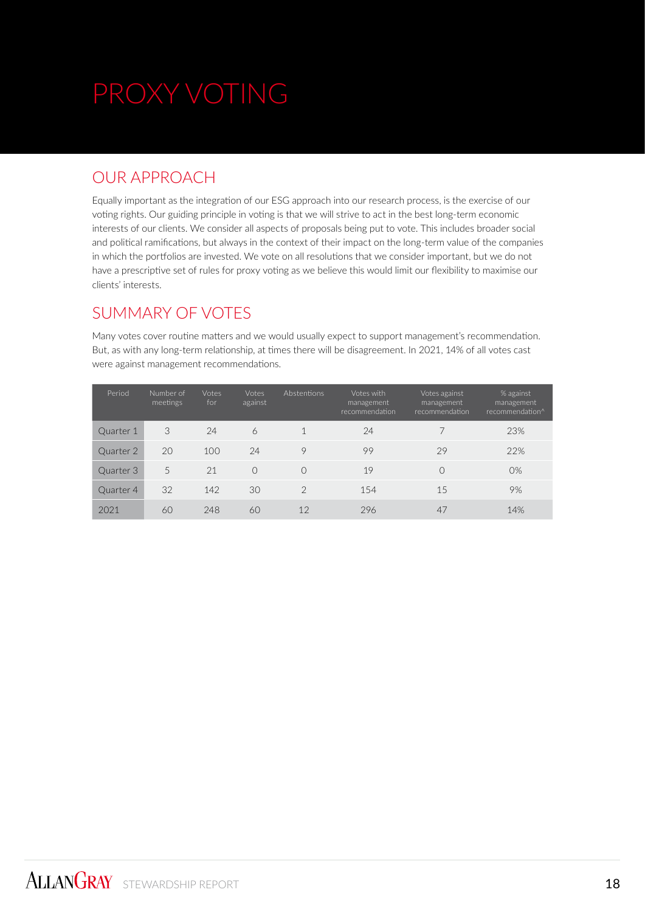# PROXY VOTING

## OUR APPROACH

Equally important as the integration of our ESG approach into our research process, is the exercise of our voting rights. Our guiding principle in voting is that we will strive to act in the best long-term economic interests of our clients. We consider all aspects of proposals being put to vote. This includes broader social and political ramifications, but always in the context of their impact on the long-term value of the companies in which the portfolios are invested. We vote on all resolutions that we consider important, but we do not have a prescriptive set of rules for proxy voting as we believe this would limit our flexibility to maximise our clients' interests.

## SUMMARY OF VOTES

Many votes cover routine matters and we would usually expect to support management's recommendation. But, as with any long-term relationship, at times there will be disagreement. In 2021, 14% of all votes cast were against management recommendations.

| Period | Number of meetings | Votes for | Votes against | Abstentions | Votes with management recommendation | Votes against management recommendation | % against management recommendation^ |
|---|---|---|---|---|---|---|---|
| Quarter 1 | 3 | 24 | 6 | 1 | 24 | 7 | 23% |
| Quarter 2 | 20 | 100 | 24 | 9 | 99 | 29 | 22% |
| Quarter 3 | 5 | 21 | 0 | 0 | 19 | 0 | 0% |
| Quarter 4 | 32 | 142 | 30 | 2 | 154 | 15 | 9% |
| 2021 | 60 | 248 | 60 | 12 | 296 | 47 | 14% |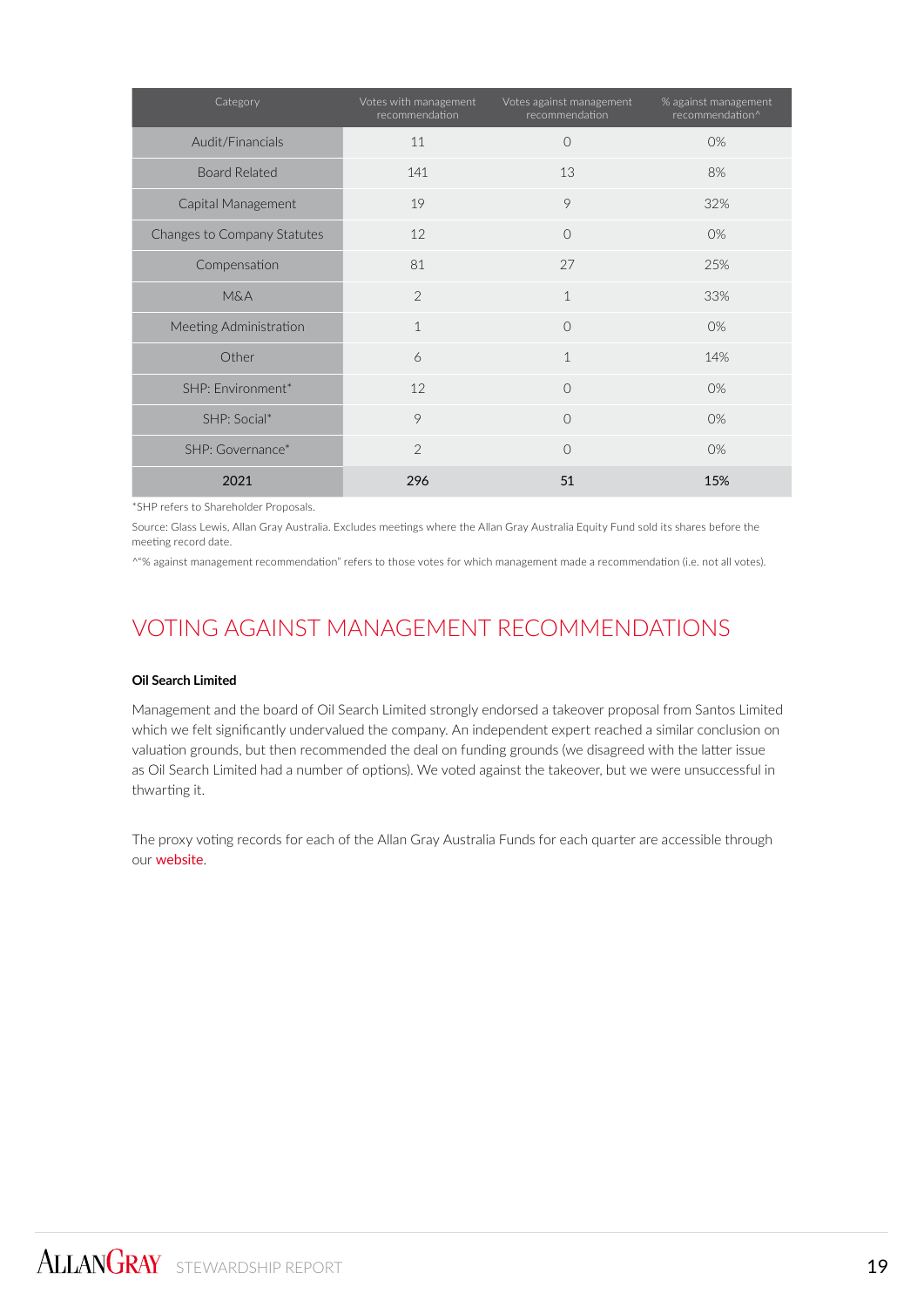| Category | Votes with management recommendation | Votes against management recommendation | % against management recommendation^ |
|---|---|---|---|
| Audit/Financials | 11 | 0 | 0% |
| Board Related | 141 | 13 | 8% |
| Capital Management | 19 | 9 | 32% |
| Changes to Company Statutes | 12 | 0 | 0% |
| Compensation | 81 | 27 | 25% |
| M&A | 2 | 1 | 33% |
| Meeting Administration | 1 | 0 | 0% |
| Other | 6 | 1 | 14% |
| SHP: Environment* | 12 | 0 | 0% |
| SHP: Social* | 9 | 0 | 0% |
| SHP: Governance* | 2 | 0 | 0% |
| 2021 | 296 | 51 | 15% |

*SHP refers to Shareholder Proposals.

Source: Glass Lewis, Allan Gray Australia. Excludes meetings where the Allan Gray Australia Equity Fund sold its shares before the meeting record date.

^"% against management recommendation" refers to those votes for which management made a recommendation (i.e. not all votes).

## VOTING AGAINST MANAGEMENT RECOMMENDATIONS

**Oil Search Limited**

Management and the board of Oil Search Limited strongly endorsed a takeover proposal from Santos Limited which we felt significantly undervalued the company. An independent expert reached a similar conclusion on valuation grounds, but then recommended the deal on funding grounds (we disagreed with the latter issue as Oil Search Limited had a number of options). We voted against the takeover, but we were unsuccessful in thwarting it.

The proxy voting records for each of the Allan Gray Australia Funds for each quarter are accessible through our website.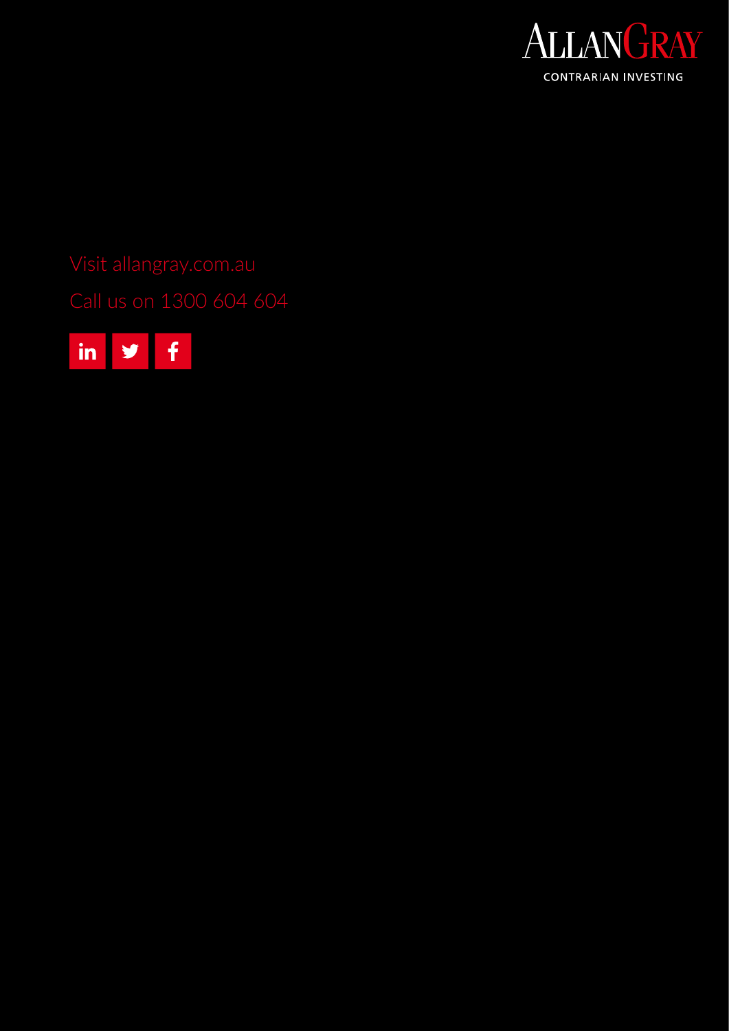ALLAN GRAY

CONTRARIAN INVESTING

Visit allangray.com.au

Call us on 1300 604 604